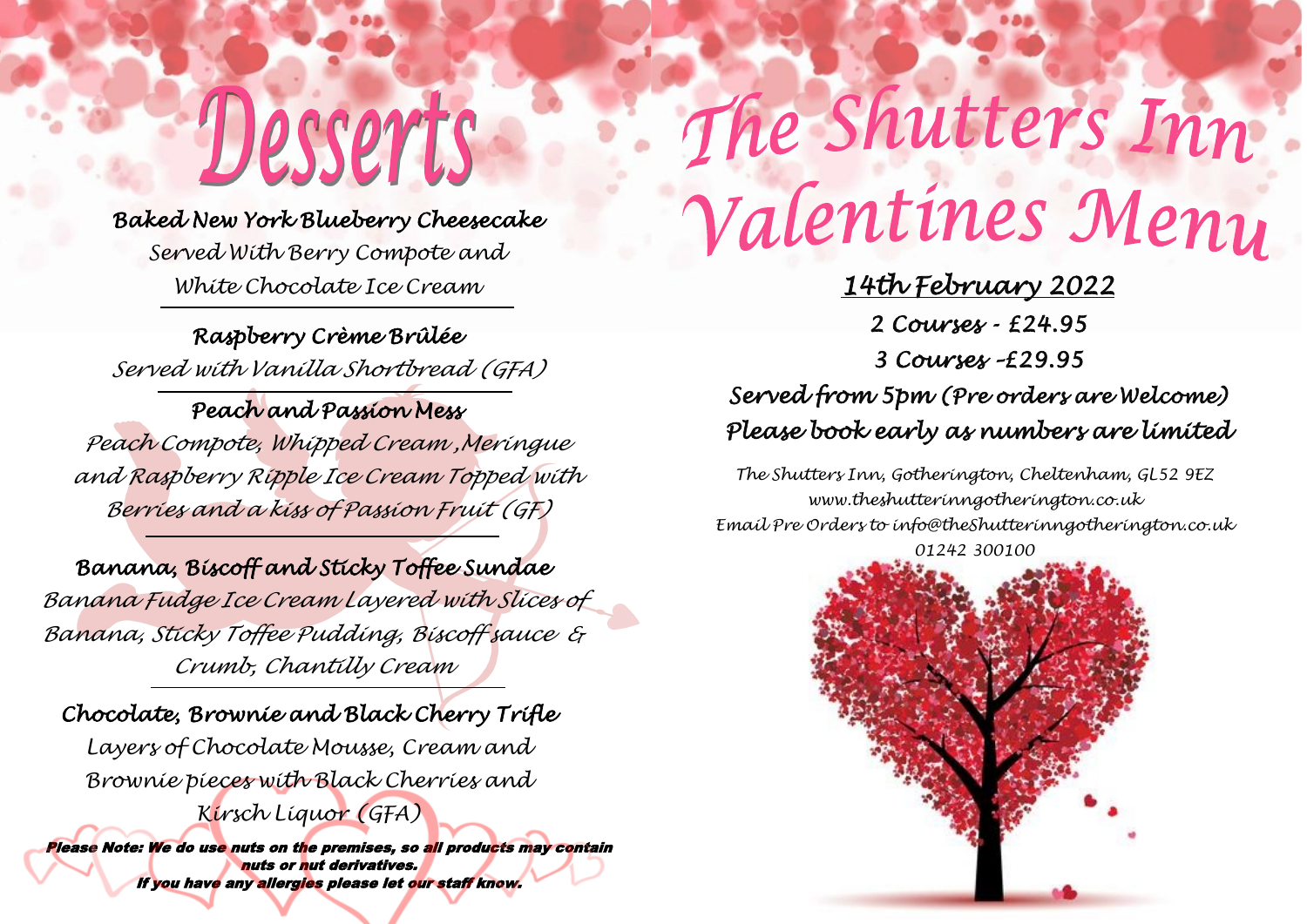# Desserts

**Baked New York Blueberry Cheesecake**
Served With Berry Compote and White Chocolate Ice Cream

---

**Raspberry Crème Brûlée**
Served with Vanilla Shortbread (GFA)

---

**Peach and Passion Mess**
Peach Compote, Whipped Cream ,Meringue and Raspberry Ripple Ice Cream Topped with Berries and a kiss of Passion Fruit (GF)

---

**Banana, Biscoff and Sticky Toffee Sundae**
Banana Fudge Ice Cream Layered with Slices of Banana, Sticky Toffee Pudding, Biscoff sauce & Crumb, Chantilly Cream

---

**Chocolate, Brownie and Black Cherry Trifle**
Layers of Chocolate Mousse, Cream and Brownie pieces with Black Cherries and Kirsch Liquor (GFA)

***Please Note: We do use nuts on the premises, so all products may contain nuts or nut derivatives.***
***If you have any allergies please let our staff know.***

# The Shutters Inn Valentines Menu

**14th February 2022**

**2 Courses - £24.95**

**3 Courses -£29.95**

**Served from 5pm (Pre orders are Welcome)**
**Please book early as numbers are limited**

The Shutters Inn, Gotherington, Cheltenham, GL52 9EZ
www.theshutterinngotherington.co.uk
Email Pre Orders to info@theShutterinngotherington.co.uk
01242 300100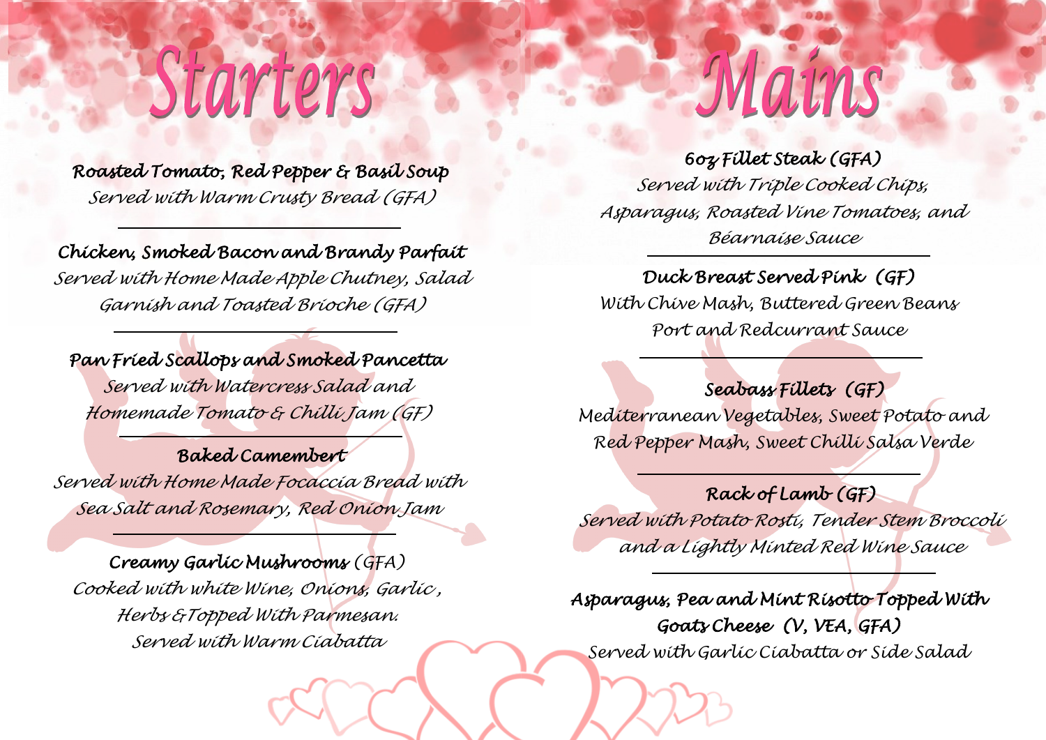# Starters

**Roasted Tomato, Red Pepper & Basil Soup**
*Served with Warm Crusty Bread (GFA)*

---

**Chicken, Smoked Bacon and Brandy Parfait**
*Served with Home Made Apple Chutney, Salad Garnish and Toasted Brioche (GFA)*

---

**Pan Fried Scallops and Smoked Pancetta**
*Served with Watercress Salad and Homemade Tomato & Chilli Jam (GF)*

---

**Baked Camembert**
*Served with Home Made Focaccia Bread with Sea Salt and Rosemary, Red Onion Jam*

---

**Creamy Garlic Mushrooms** (GFA)
*Cooked with white Wine, Onions, Garlic, Herbs & Topped With Parmesan. Served with Warm Ciabatta*

# Mains

**6oz Fillet Steak (GFA)**
*Served with Triple Cooked Chips, Asparagus, Roasted Vine Tomatoes, and Béarnaise Sauce*

---

**Duck Breast Served Pink (GF)**
*With Chive Mash, Buttered Green Beans Port and Redcurrant Sauce*

---

**Seabass Fillets (GF)**
*Mediterranean Vegetables, Sweet Potato and Red Pepper Mash, Sweet Chilli Salsa Verde*

---

**Rack of Lamb (GF)**
*Served with Potato Rosti, Tender Stem Broccoli and a Lightly Minted Red Wine Sauce*

---

**Asparagus, Pea and Mint Risotto Topped With Goats Cheese (V, VEA, GFA)**
*Served with Garlic Ciabatta or Side Salad*